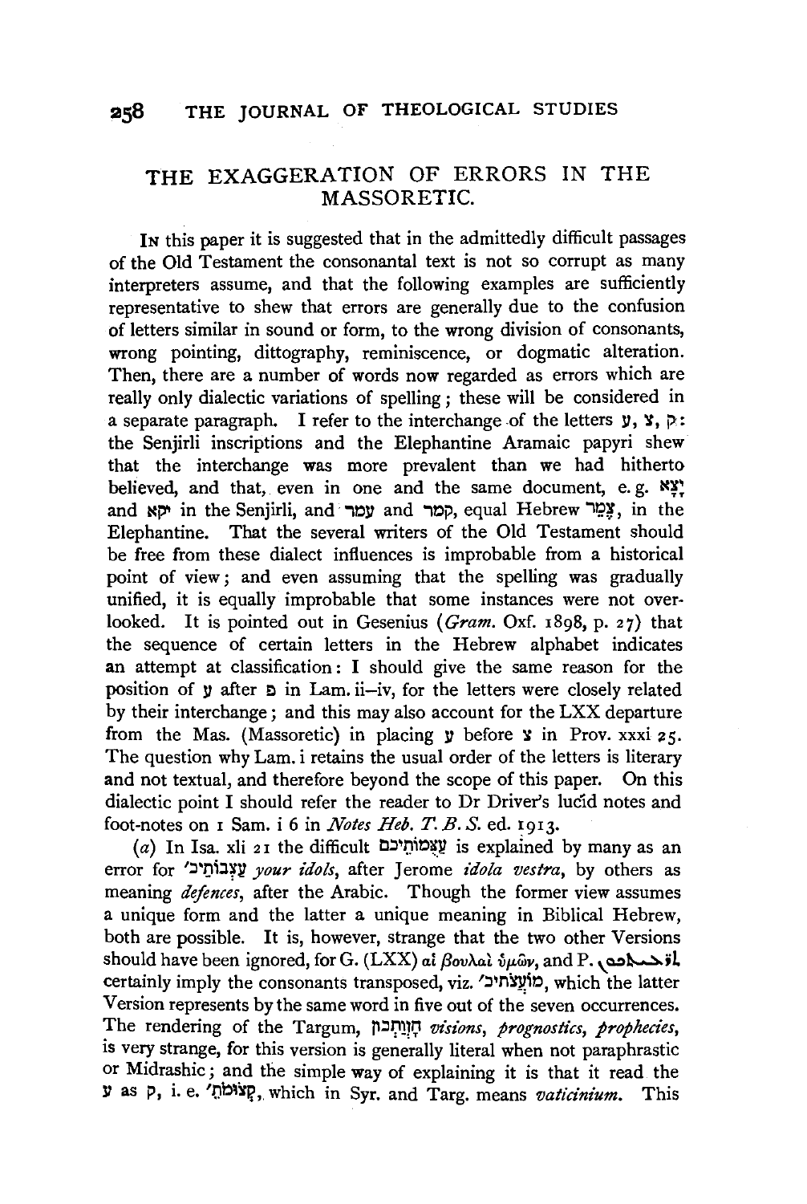# THE EXAGGERATION OF ERRORS IN THE MASSORETIC.

IN this paper it is suggested that in the admittedly difficult passages of the Old Testament the consonantal text is not so corrupt as many interpreters assume, and that the following examples are sufficiently representative to shew that errors are generally due to the confusion of letters similar in sound or form, to the wrong division of consonants, wrong pointing, dittography, reminiscence, or dogmatic alteration. Then, there are a number of words now regarded as errors which are really only dialectic variations of spelling; these will be considered in a separate paragraph. I refer to the interchange of the letters ע, צ, ק: the Senjirli inscriptions and the Elephantine Aramaic papyri shew that the interchange was more prevalent than we had hitherto believed, and that, even in one and the same document, e.g. יָצָא and יקא in the Senjirli, and עמר and קמר, equal Hebrew צֶמֶר, in the Elephantine. That the several writers of the Old Testament should be free from these dialect influences is improbable from a historical point of view; and even assuming that the spelling was gradually unified, it is equally improbable that some instances were not overlooked. It is pointed out in Gesenius (*Gram.* Oxf. 1898, p. 27) that the sequence of certain letters in the Hebrew alphabet indicates an attempt at classification: I should give the same reason for the position of ע after פ in Lam. ii–iv, for the letters were closely related by their interchange; and this may also account for the LXX departure from the Mas. (Massoretic) in placing ע before צ in Prov. xxxi 25. The question why Lam. i retains the usual order of the letters is literary and not textual, and therefore beyond the scope of this paper. On this dialectic point I should refer the reader to Dr Driver's lucid notes and foot-notes on 1 Sam. i 6 in *Notes Heb. T. B. S.* ed. 1913.

(*a*) In Isa. xli 21 the difficult עֲצֻמוֹתֵיכֶם is explained by many as an error for עֲצַבּוֹתֵי׳ *your idols*, after Jerome *idola vestra*, by others as meaning *defences*, after the Arabic. Though the former view assumes a unique form and the latter a unique meaning in Biblical Hebrew, both are possible. It is, however, strange that the two other Versions should have been ignored, for G. (LXX) αἱ βουλαὶ ὑμῶν, and P. ܬܪܥܝܬܟܘܢ certainly imply the consonants transposed, viz. מוֹעֲצֹתֵי׳, which the latter Version represents by the same word in five out of the seven occurrences. The rendering of the Targum, חֶזְוָתְכוֹן *visions, prognostics, prophecies*, is very strange, for this version is generally literal when not paraphrastic or Midrashic; and the simple way of explaining it is that it read the ע as ק, i.e. קְצוֹמֹתֵ׳, which in Syr. and Targ. means *vaticinium*. This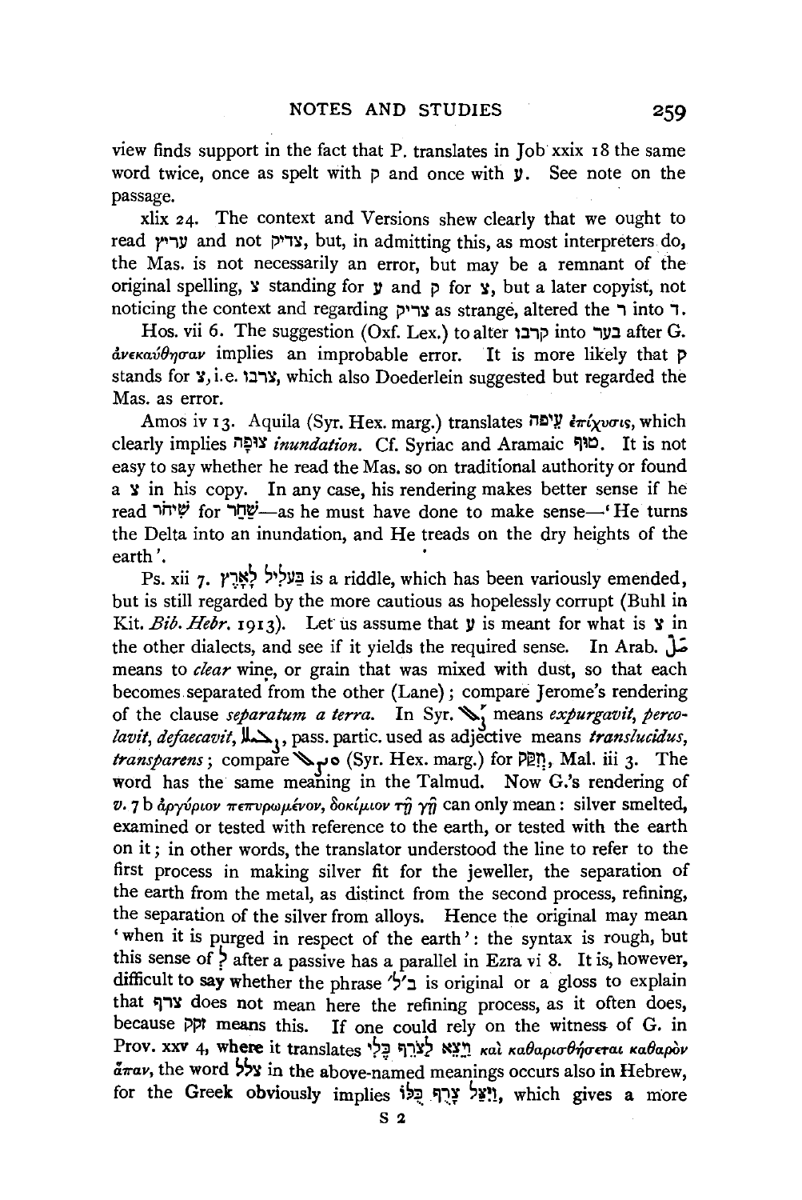view finds support in the fact that P. translates in Job xxix 18 the same word twice, once as spelt with ק and once with ע. See note on the passage.

xlix 24. The context and Versions shew clearly that we ought to read עריץ and not צדיק, but, in admitting this, as most interpreters do, the Mas. is not necessarily an error, but may be a remnant of the original spelling, צ standing for ע and ק for צ, but a later copyist, not noticing the context and regarding צריק as strange, altered the ר into ד.

Hos. vii 6. The suggestion (Oxf. Lex.) to alter קרבו into בער after G. ἀνεκαύθησαν implies an improbable error. It is more likely that ק stands for צ, i.e. צרבו, which also Doederlein suggested but regarded the Mas. as error.

Amos iv 13. Aquila (Syr. Hex. marg.) translates עיפה ἐπίχυσις, which clearly implies צִיפָה *inundation*. Cf. Syriac and Aramaic טוף. It is not easy to say whether he read the Mas. so on traditional authority or found a צ in his copy. In any case, his rendering makes better sense if he read שִׁיחֹר for שַׁחַר—as he must have done to make sense—'He turns the Delta into an inundation, and He treads on the dry heights of the earth'.

Ps. xii 7. בַּעֲלִיל לָאָרֶץ is a riddle, which has been variously emended, but is still regarded by the more cautious as hopelessly corrupt (Buhl in Kit. *Bib. Hebr.* 1913). Let us assume that ע is meant for what is צ in the other dialects, and see if it yields the required sense. In Arab. ضلّ means to *clear* wine, or grain that was mixed with dust, so that each becomes separated from the other (Lane); compare Jerome's rendering of the clause *separatum a terra*. In Syr. ܙܠܠ means *expurgavit, percolavit, defaecavit*, ܙܠܝܠܐ, pass. partic. used as adjective means *translucidus, transparens*; compare ܡܙܠܠ (Syr. Hex. marg.) for חִזֵּק, Mal. iii 3. The word has the same meaning in the Talmud. Now G.'s rendering of *v.* 7 b ἀργύριον πεπυρωμένον, δοκίμιον τῇ γῇ can only mean: silver smelted, examined or tested with reference to the earth, or tested with the earth on it; in other words, the translator understood the line to refer to the first process in making silver fit for the jeweller, the separation of the earth from the metal, as distinct from the second process, refining, the separation of the silver from alloys. Hence the original may mean 'when it is purged in respect of the earth': the syntax is rough, but this sense of לְ after a passive has a parallel in Ezra vi 8. It is, however, difficult to say whether the phrase ב׳ ל׳ is original or a gloss to explain that צרף does not mean here the refining process, as it often does, because זקק means this. If one could rely on the witness of G. in Prov. xxv 4, where it translates וַיֵּצֵא לַצֹּרֵף כֶּלִי καὶ καθαρισθήσεται καθαρὸν ἅπαν, the word צלל in the above-named meanings occurs also in Hebrew, for the Greek obviously implies וַיִּצַּל צָרוּף כֻּלּוֹ, which gives a more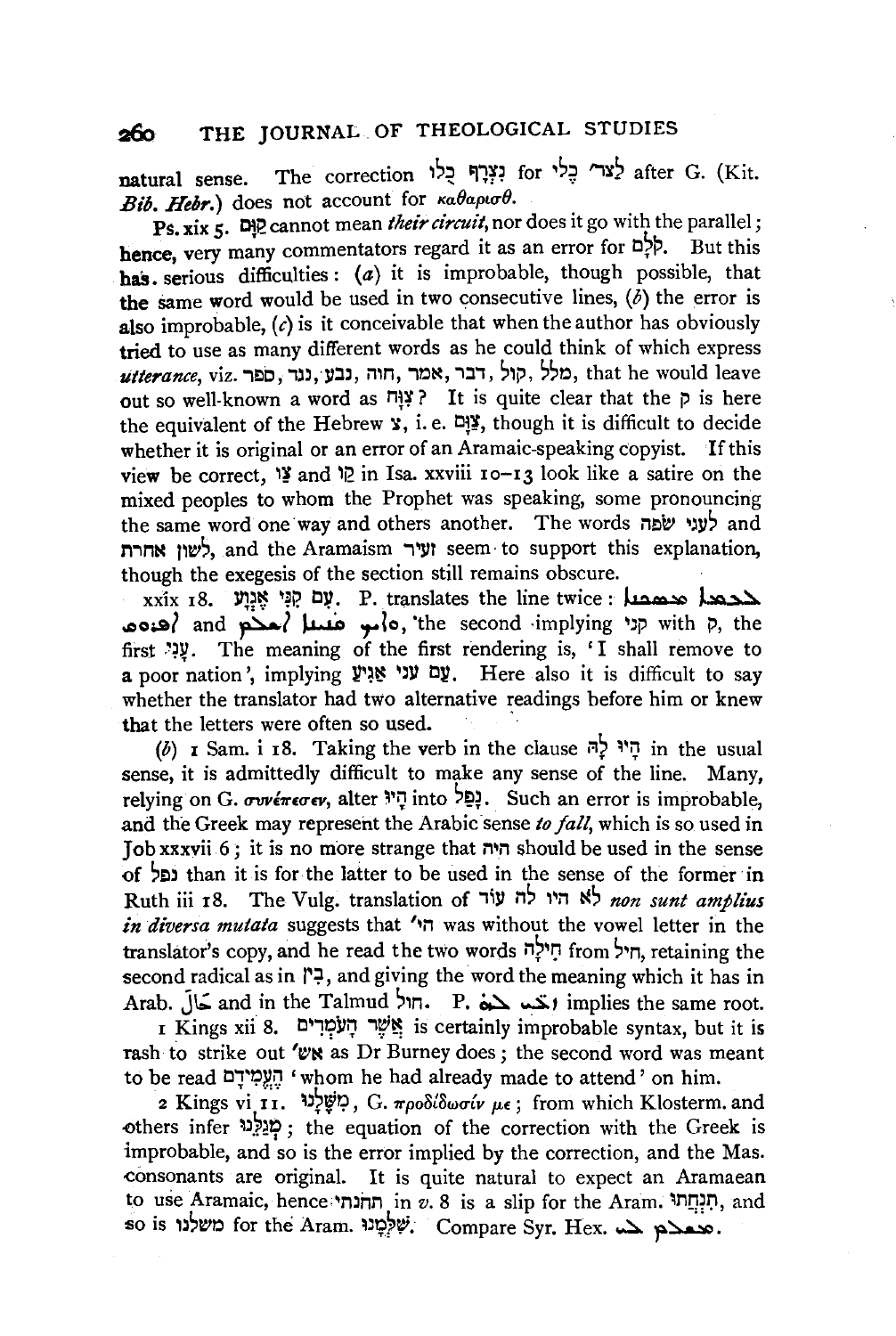natural sense. The correction נִצְרַף כֵּלִי for לַצֹּרֵף כֶּלִי after G. (Kit. *Bib. Hebr.*) does not account for καθαριοθ.

Ps. xix 5. קַוָּם cannot mean *their circuit*, nor does it go with the parallel; hence, very many commentators regard it as an error for קֹלָם. But this has serious difficulties: (*a*) it is improbable, though possible, that the same word would be used in two consecutive lines, (*b*) the error is also improbable, (*c*) is it conceivable that when the author has obviously tried to use as many different words as he could think of which express *utterance*, viz. מלל, קול, דבר, אמר, חוה, נבע, נגד, ספר, that he would leave out so well-known a word as צַוָּה? It is quite clear that the ק is here the equivalent of the Hebrew צ, i. e. צַוָּם, though it is difficult to decide whether it is original or an error of an Aramaic-speaking copyist. If this view be correct, צו and קו in Isa. xxviii 10–13 look like a satire on the mixed peoples to whom the Prophet was speaking, some pronouncing the same word one way and others another. The words לעגי שׂפה and לשון אחרת, and the Aramaism זעיר seem to support this explanation, though the exegesis of the section still remains obscure.

xxix 18. עַם קְנֵי אֶנְוָע. P. translates the line twice: ܠܥܡܐ ܡܣܟܢܐ ܐܥܒܪ and ܘܐܝܟ ܩܢܝܐ ܠܥܠܡܐ, 'the second implying קני with ק, the first עָנִי. The meaning of the first rendering is, 'I shall remove to a poor nation', implying עם עני אניע. Here also it is difficult to say whether the translator had two alternative readings before him or knew that the letters were often so used.

(*b*) 1 Sam. i 18. Taking the verb in the clause הָיוּ לָהּ in the usual sense, it is admittedly difficult to make any sense of the line. Many, relying on G. συνέπεσεν, alter הָיוּ into נָפְלוּ. Such an error is improbable, and the Greek may represent the Arabic sense *to fall*, which is so used in Job xxxvii 6; it is no more strange that היה should be used in the sense of נפל than it is for the latter to be used in the sense of the former in Ruth iii 18. The Vulg. translation of לא היו לה עוד *non sunt amplius in diversa mutata* suggests that הי' was without the vowel letter in the translator's copy, and he read the two words חָילָה from חיל, retaining the second radical as in בִּין, and giving the word the meaning which it has in Arab. حَالَ and in the Talmud חול. P. ܐܬܚܠܦ ܠܗ implies the same root.

1 Kings xii 8. אֲשֶׁר הָעֹמְדִים is certainly improbable syntax, but it is rash to strike out אש' as Dr Burney does; the second word was meant to be read הֶעֱמִידָם 'whom he had already made to attend' on him.

2 Kings vi 11. מִשֶּׁלָּנוּ, G. προδίδωσίν με; from which Klosterm. and others infer מְגַלֵּנוּ; the equation of the correction with the Greek is improbable, and so is the error implied by the correction, and the Mas. consonants are original. It is quite natural to expect an Aramaean to use Aramaic, hence תחנתי in *v.* 8 is a slip for the Aram. תְּנַחְתִּי, and so is משלנו for the Aram. שַׁלְמָנוּ. Compare Syr. Hex. ܡܫܠܡ ܠܝ.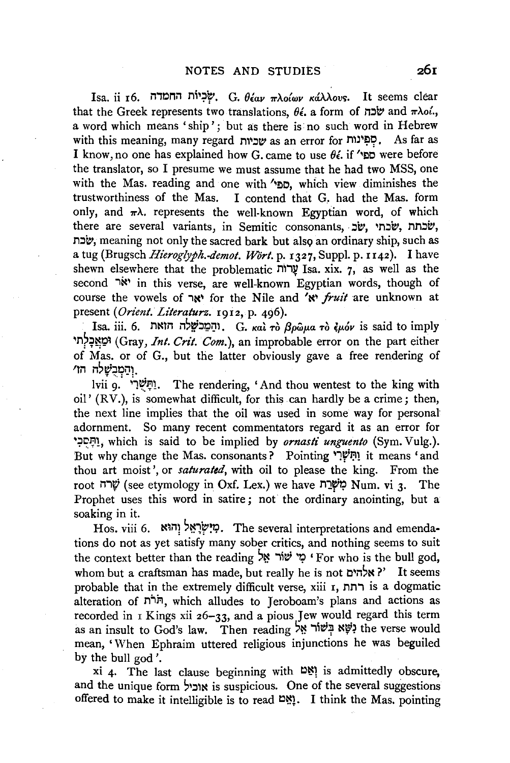Isa. ii 16. שְׂכִיּוֹת הַחֶמְדָּה. G. θέαν πλοίων κάλλους. It seems clear that the Greek represents two translations, θέ. a form of שׂכה and πλοί., a word which means 'ship'; but as there is no such word in Hebrew with this meaning, many regard שׂכיות as an error for סְפִינוֹת. As far as I know, no one has explained how G. came to use θέ. if 'ספי were before the translator, so I presume we must assume that he had two MSS, one with the Mas. reading and one with 'ספי, which view diminishes the trustworthiness of the Mas. I contend that G. had the Mas. form only, and πλ. represents the well-known Egyptian word, of which there are several variants, in Semitic consonants, שׂכ, שׂכתי, שׂכתת, שׂכת, meaning not only the sacred bark but also an ordinary ship, such as a tug (Brugsch *Hieroglyph.-demot. Wört.* p. 1327, Suppl. p. 1142). I have shewn elsewhere that the problematic עָרוֹת Isa. xix. 7, as well as the second יאר in this verse, are well-known Egyptian words, though of course the vowels of יאר for the Nile and 'יא *fruit* are unknown at present (*Orient. Literaturz.* 1912, p. 496).

Isa. iii. 6. וְהַמַּכְשֵׁלָה הַזֹּאת. G. καὶ τὸ βρῶμα τὸ ἐμόν is said to imply וּמַאֲכָלְתִּי (Gray, *Int. Crit. Com.*), an improbable error on the part either of Mas. or of G., but the latter obviously gave a free rendering of 'וְהַמַּכְשֵׁלָה הז.

lvii 9. וַתָּשֻׁרִי. The rendering, 'And thou wentest to the king with oil' (RV.), is somewhat difficult, for this can hardly be a crime; then, the next line implies that the oil was used in some way for personal adornment. So many recent commentators regard it as an error for וַתְּסַכִּי, which is said to be implied by *ornasti unguento* (Sym. Vulg.). But why change the Mas. consonants? Pointing וַתִּשְׁרִי it means 'and thou art moist', or *saturated*, with oil to please the king. From the root שָׁרָה (see etymology in Oxf. Lex.) we have מִשְׁרַת Num. vi 3. The Prophet uses this word in satire; not the ordinary anointing, but a soaking in it.

Hos. viii 6. מִיִּשְׂרָאֵל וְהוּא. The several interpretations and emendations do not as yet satisfy many sober critics, and nothing seems to suit the context better than the reading מִי שׁוֹר אֵל 'For who is the bull god, whom but a craftsman has made, but really he is not אלהים?' It seems probable that in the extremely difficult verse, xiii 1, רתת is a dogmatic alteration of תּוֹרֹת, which alludes to Jeroboam's plans and actions as recorded in 1 Kings xii 26–33, and a pious Jew would regard this term as an insult to God's law. Then reading נִשָּׁא בְּשׁוֹר אֵל the verse would mean, 'When Ephraim uttered religious injunctions he was beguiled by the bull god'.

xi 4. The last clause beginning with וָאֵט is admittedly obscure, and the unique form אוכיל is suspicious. One of the several suggestions offered to make it intelligible is to read וָאֵט. I think the Mas. pointing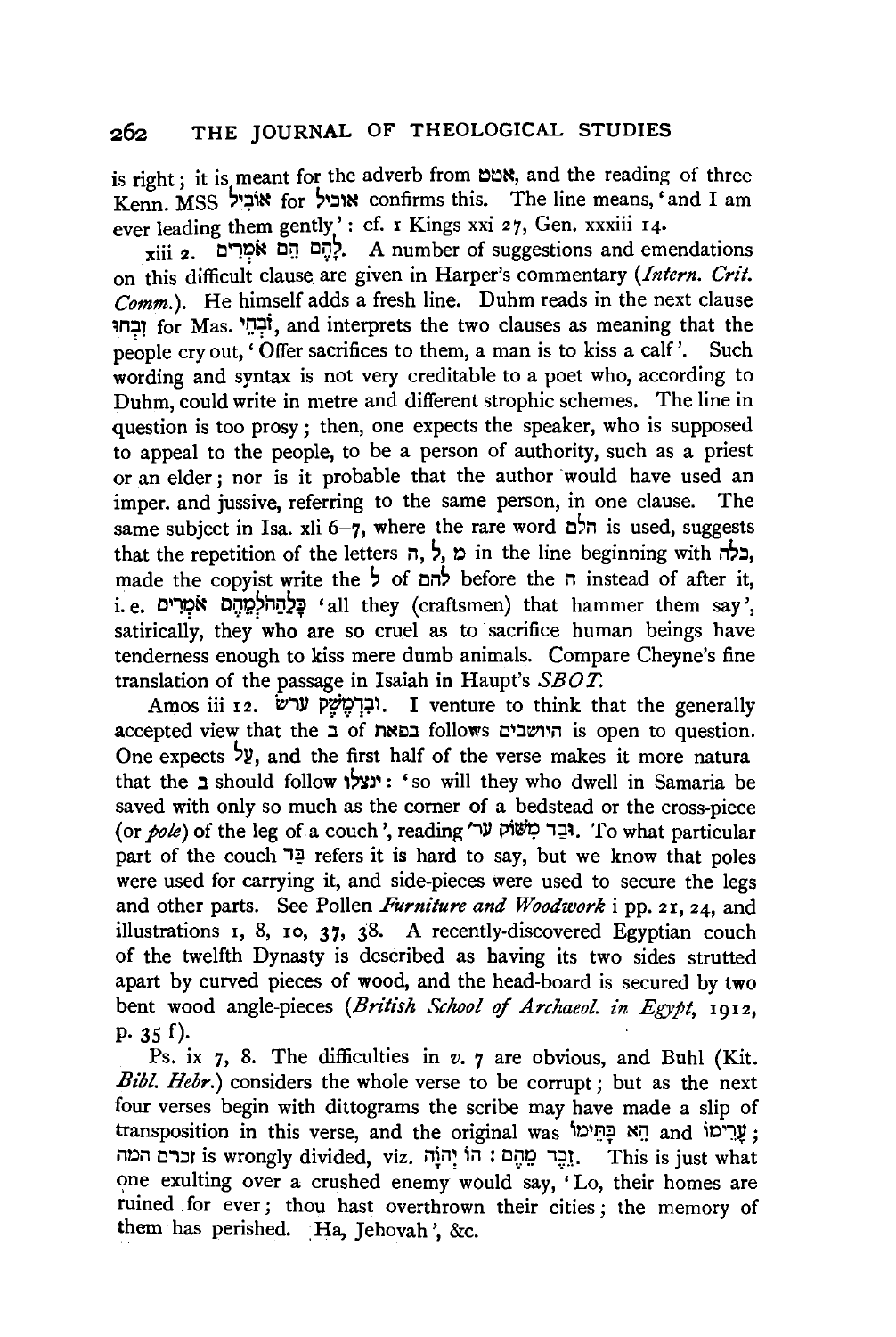is right; it is meant for the adverb from אטט, and the reading of three Kenn. MSS אֹובִיל for אוביל confirms this. The line means, 'and I am ever leading them gently': cf. 1 Kings xxi 27, Gen. xxxiii 14.

xiii 2. לָהֶם הֵם אֹמְרִים. A number of suggestions and emendations on this difficult clause are given in Harper's commentary (*Intern. Crit. Comm.*). He himself adds a fresh line. Duhm reads in the next clause זִבְחוּ for Mas. זֹבְחֵי, and interprets the two clauses as meaning that the people cry out, 'Offer sacrifices to them, a man is to kiss a calf'. Such wording and syntax is not very creditable to a poet who, according to Duhm, could write in metre and different strophic schemes. The line in question is too prosy; then, one expects the speaker, who is supposed to appeal to the people, to be a person of authority, such as a priest or an elder; nor is it probable that the author would have used an imper. and jussive, referring to the same person, in one clause. The same subject in Isa. xli 6–7, where the rare word הלם is used, suggests that the repetition of the letters ה, ל, מ in the line beginning with כלה, made the copyist write the ל of להם before the ה instead of after it, i. e. כָּלַהֲהֹלְמֵהֶם אֹמְרִים 'all they (craftsmen) that hammer them say', satirically, they who are so cruel as to sacrifice human beings have tenderness enough to kiss mere dumb animals. Compare Cheyne's fine translation of the passage in Isaiah in Haupt's *SBOT.*

Amos iii 12. וּבִדְמֶשֶׁק עָרֶשׂ. I venture to think that the generally accepted view that the ב of בפאת follows היושבים is open to question. One expects על, and the first half of the verse makes it more natura that the ב should follow ינצלו: 'so will they who dwell in Samaria be saved with only so much as the corner of a bedstead or the cross-piece (or *pole*) of the leg of a couch', reading וּבַד מְשׁוֹק ער׳. To what particular part of the couch בַּד refers it is hard to say, but we know that poles were used for carrying it, and side-pieces were used to secure the legs and other parts. See Pollen *Furniture and Woodwork* i pp. 21, 24, and illustrations 1, 8, 10, 37, 38. A recently-discovered Egyptian couch of the twelfth Dynasty is described as having its two sides strutted apart by curved pieces of wood, and the head-board is secured by two bent wood angle-pieces (*British School of Archaeol. in Egypt*, 1912, p. 35 f).

Ps. ix 7, 8. The difficulties in *v.* 7 are obvious, and Buhl (Kit. *Bibl. Hebr.*) considers the whole verse to be corrupt; but as the next four verses begin with dittograms the scribe may have made a slip of transposition in this verse, and the original was הֵא בָּתֵּימוֹ and עָרֵימוֹ; זכרם המה is wrongly divided, viz. זֵכֶר מֵהֶם : הוֹ יְהוָֹה. This is just what one exulting over a crushed enemy would say, 'Lo, their homes are ruined for ever; thou hast overthrown their cities; the memory of them has perished. Ha, Jehovah', &c.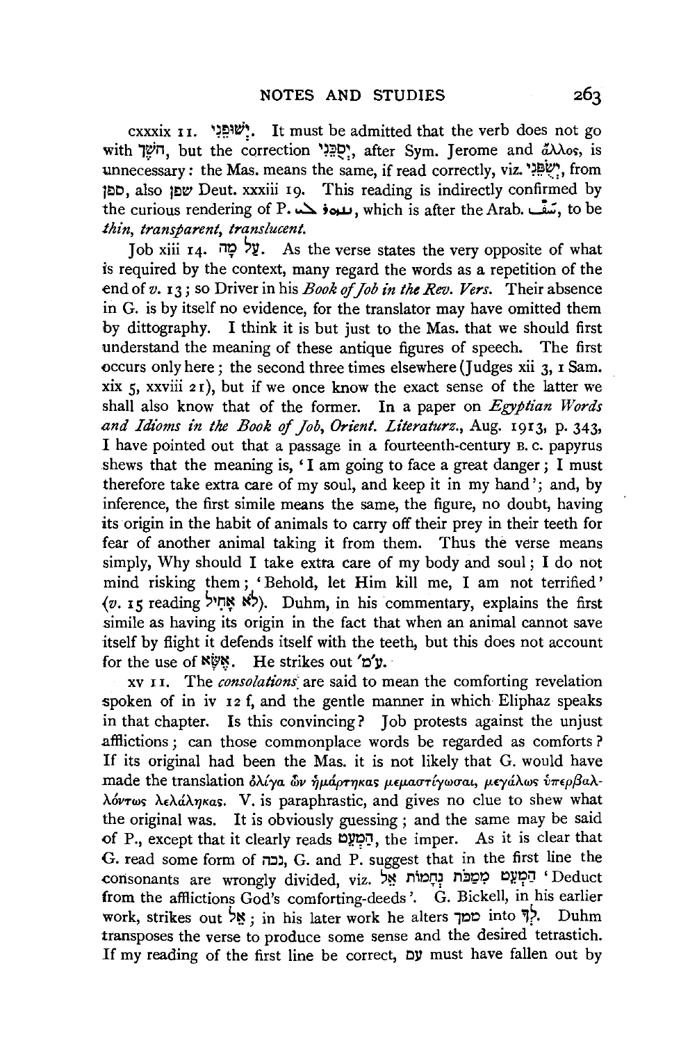cxxxix 11. יְשׁוּפֵנִי. It must be admitted that the verb does not go with חֹשֶׁךְ, but the correction יְסֻכֵּנִי, after Sym. Jerome and ἄλλος, is unnecessary: the Mas. means the same, if read correctly, viz. יְשַׂפֵּנִי, from ספן, also שפן Deut. xxxiii 19. This reading is indirectly confirmed by the curious rendering of P. ܢܫܘܦ ܠܝ, which is after the Arab. شَفَّ, to be *thin, transparent, translucent.*

Job xiii 14. עַל מָה. As the verse states the very opposite of what is required by the context, many regard the words as a repetition of the end of *v.* 13; so Driver in his *Book of Job in the Rev. Vers.* Their absence in G. is by itself no evidence, for the translator may have omitted them by dittography. I think it is but just to the Mas. that we should first understand the meaning of these antique figures of speech. The first occurs only here; the second three times elsewhere (Judges xii 3, 1 Sam. xix 5, xxviii 21), but if we once know the exact sense of the latter we shall also know that of the former. In a paper on *Egyptian Words and Idioms in the Book of Job, Orient. Literaturz.*, Aug. 1913, p. 343, I have pointed out that a passage in a fourteenth-century B.C. papyrus shews that the meaning is, 'I am going to face a great danger; I must therefore take extra care of my soul, and keep it in my hand'; and, by inference, the first simile means the same, the figure, no doubt, having its origin in the habit of animals to carry off their prey in their teeth for fear of another animal taking it from them. Thus the verse means simply, Why should I take extra care of my body and soul; I do not mind risking them; 'Behold, let Him kill me, I am not terrified' (*v.* 15 reading לֹא אָחִיל). Duhm, in his commentary, explains the first simile as having its origin in the fact that when an animal cannot save itself by flight it defends itself with the teeth, but this does not account for the use of אֶשָּׂא. He strikes out ע'מ.

xv 11. The *consolations* are said to mean the comforting revelation spoken of in iv 12 f, and the gentle manner in which Eliphaz speaks in that chapter. Is this convincing? Job protests against the unjust afflictions; can those commonplace words be regarded as comforts? If its original had been the Mas. it is not likely that G. would have made the translation ὀλίγα ὧν ἡμάρτηκας μεμαστίγωσαι, μεγάλως ὑπερβαλλόντως λελάληκας. V. is paraphrastic, and gives no clue to shew what the original was. It is obviously guessing; and the same may be said of P., except that it clearly reads הַמְעֵט, the imper. As it is clear that G. read some form of נכה, G. and P. suggest that in the first line the consonants are wrongly divided, viz. הַמְעֵט מִמַּכֹּת נֶחָמוֹת אֵל 'Deduct from the afflictions God's comforting-deeds'. G. Bickell, in his earlier work, strikes out אֵל; in his later work he alters ממך into לְךָ. Duhm transposes the verse to produce some sense and the desired tetrastich. If my reading of the first line be correct, עם must have fallen out by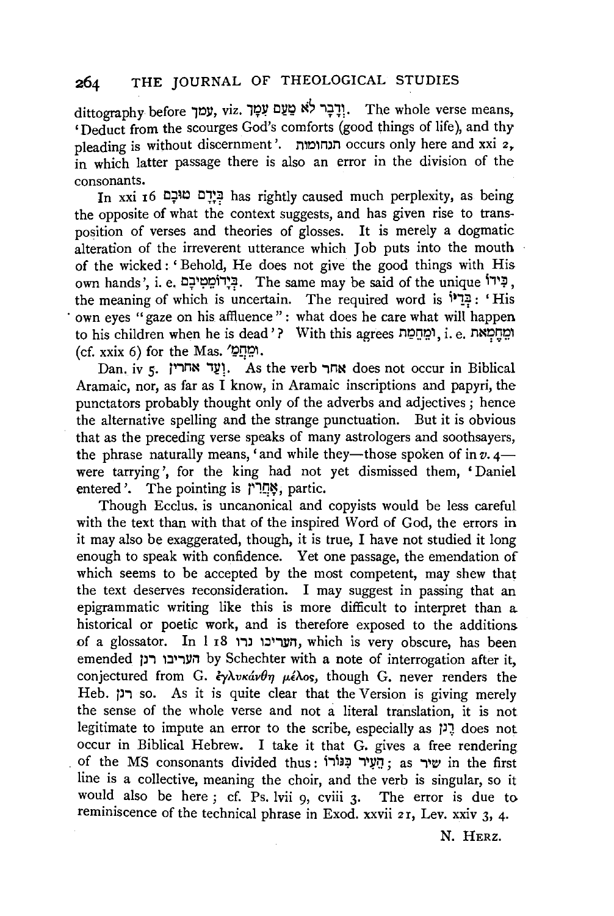dittography before עמך, viz. וְדָבָר לֹא טַעַם עִמָּךְ. The whole verse means, 'Deduct from the scourges God's comforts (good things of life), and thy pleading is without discernment'. תנחומות occurs only here and xxi 2, in which latter passage there is also an error in the division of the consonants.

In xxi 16 בְּיָדָם טוּבָם has rightly caused much perplexity, as being the opposite of what the context suggests, and has given rise to transposition of verses and theories of glosses. It is merely a dogmatic alteration of the irreverent utterance which Job puts into the mouth of the wicked: 'Behold, He does not give the good things with His own hands', i. e. בְּיָדוֹמְטִיבָם. The same may be said of the unique בִּידוֹ, the meaning of which is uncertain. The required word is בְּדָיו: 'His own eyes "gaze on his affluence": what does he care what will happen to his children when he is dead'? With this agrees וּמֶחֱמַת, i. e. וּמֶחֱמָאת (cf. xxix 6) for the Mas. וּמְחֻמָּ׳.

Dan. iv 5. וְעַד אחרין. As the verb אחר does not occur in Biblical Aramaic, nor, as far as I know, in Aramaic inscriptions and papyri, the punctators probably thought only of the adverbs and adjectives; hence the alternative spelling and the strange punctuation. But it is obvious that as the preceding verse speaks of many astrologers and soothsayers, the phrase naturally means, 'and while they—those spoken of in *v.* 4—were tarrying', for the king had not yet dismissed them, 'Daniel entered'. The pointing is אָחֲרִין, partic.

Though Ecclus. is uncanonical and copyists would be less careful with the text than with that of the inspired Word of God, the errors in it may also be exaggerated, though, it is true, I have not studied it long enough to speak with confidence. Yet one passage, the emendation of which seems to be accepted by the most competent, may shew that the text deserves reconsideration. I may suggest in passing that an epigrammatic writing like this is more difficult to interpret than a historical or poetic work, and is therefore exposed to the additions of a glossator. In l 18 העריכו נרו, which is very obscure, has been emended העריכו רנן by Schechter with a note of interrogation after it, conjectured from G. ἐγλυκάνθη μέλος, though G. never renders the Heb. רנן so. As it is quite clear that the Version is giving merely the sense of the whole verse and not a literal translation, it is not legitimate to impute an error to the scribe, especially as רֶנֶן does not occur in Biblical Hebrew. I take it that G. gives a free rendering of the MS consonants divided thus: הֵעִיר כִּנּוֹרוֹ; as שיר in the first line is a collective, meaning the choir, and the verb is singular, so it would also be here; cf. Ps. lvii 9, cviii 3. The error is due to reminiscence of the technical phrase in Exod. xxvii 21, Lev. xxiv 3, 4.

N. HERZ.